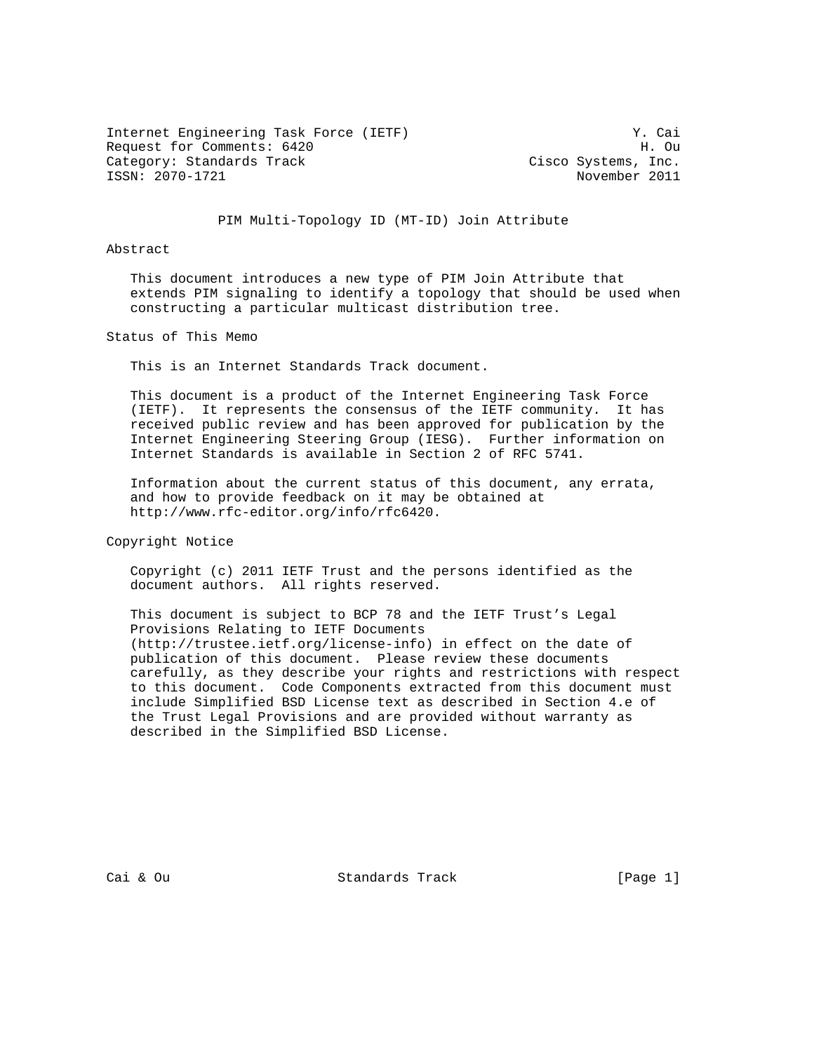Internet Engineering Task Force (IETF)                            Y. Cai
Request for Comments: 6420                                         H. Ou
Category: Standards Track                            Cisco Systems, Inc.
ISSN: 2070-1721                                            November 2011

# PIM Multi-Topology ID (MT-ID) Join Attribute

## Abstract

This document introduces a new type of PIM Join Attribute that extends PIM signaling to identify a topology that should be used when constructing a particular multicast distribution tree.

## Status of This Memo

This is an Internet Standards Track document.

This document is a product of the Internet Engineering Task Force (IETF). It represents the consensus of the IETF community. It has received public review and has been approved for publication by the Internet Engineering Steering Group (IESG). Further information on Internet Standards is available in Section 2 of RFC 5741.

Information about the current status of this document, any errata, and how to provide feedback on it may be obtained at http://www.rfc-editor.org/info/rfc6420.

## Copyright Notice

Copyright (c) 2011 IETF Trust and the persons identified as the document authors. All rights reserved.

This document is subject to BCP 78 and the IETF Trust's Legal Provisions Relating to IETF Documents (http://trustee.ietf.org/license-info) in effect on the date of publication of this document. Please review these documents carefully, as they describe your rights and restrictions with respect to this document. Code Components extracted from this document must include Simplified BSD License text as described in Section 4.e of the Trust Legal Provisions and are provided without warranty as described in the Simplified BSD License.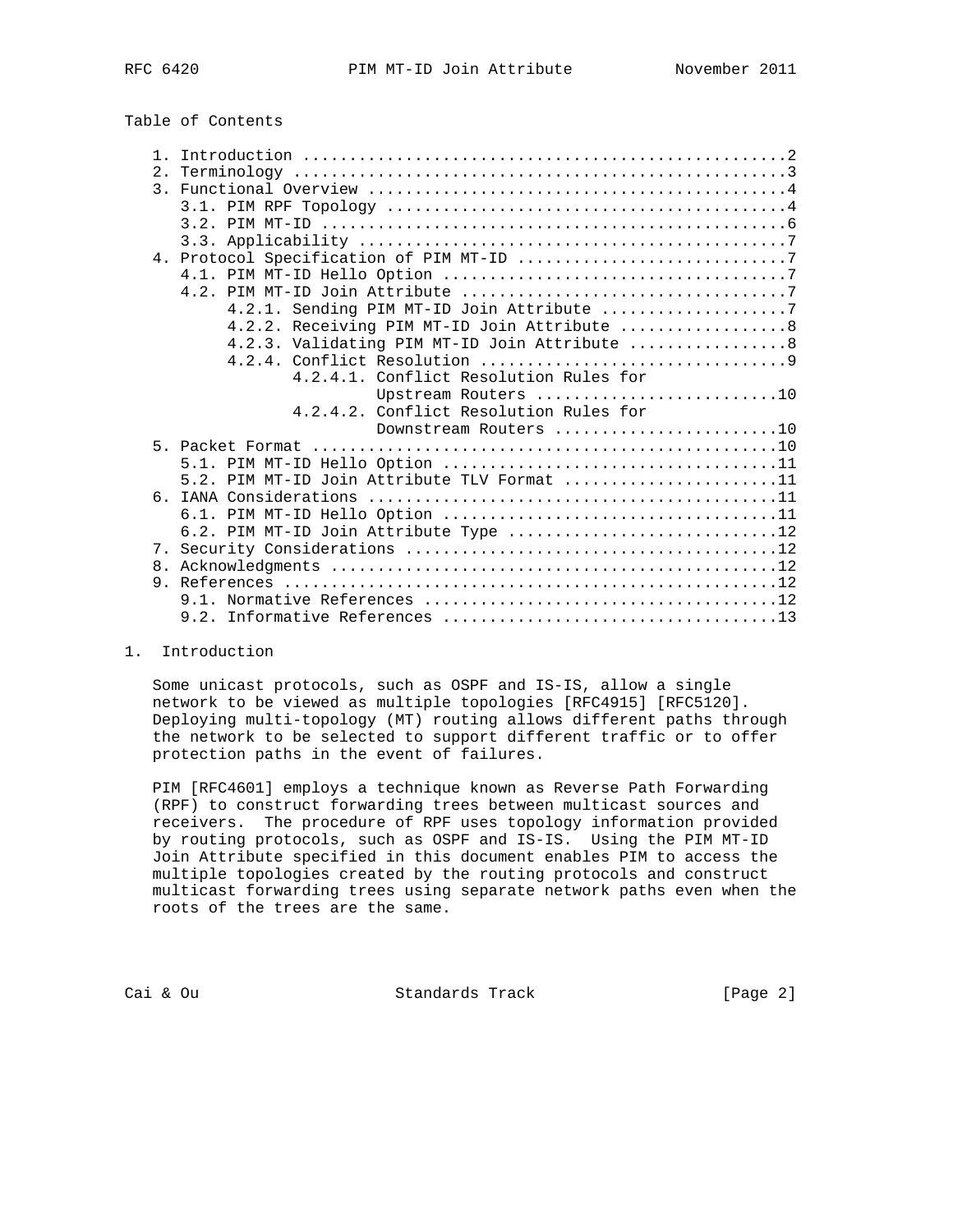Table of Contents

```
   1. Introduction ....................................................2
   2. Terminology .....................................................3
   3. Functional Overview .............................................4
      3.1. PIM RPF Topology ...........................................4
      3.2. PIM MT-ID ..................................................6
      3.3. Applicability ..............................................7
   4. Protocol Specification of PIM MT-ID .............................7
      4.1. PIM MT-ID Hello Option .....................................7
      4.2. PIM MT-ID Join Attribute ...................................7
           4.2.1. Sending PIM MT-ID Join Attribute ....................7
           4.2.2. Receiving PIM MT-ID Join Attribute ..................8
           4.2.3. Validating PIM MT-ID Join Attribute .................8
           4.2.4. Conflict Resolution .................................9
                  4.2.4.1. Conflict Resolution Rules for
                           Upstream Routers ..........................10
                  4.2.4.2. Conflict Resolution Rules for
                           Downstream Routers ........................10
   5. Packet Format ..................................................10
      5.1. PIM MT-ID Hello Option ....................................11
      5.2. PIM MT-ID Join Attribute TLV Format .......................11
   6. IANA Considerations ............................................11
      6.1. PIM MT-ID Hello Option ....................................11
      6.2. PIM MT-ID Join Attribute Type .............................12
   7. Security Considerations ........................................12
   8. Acknowledgments ................................................12
   9. References .....................................................12
      9.1. Normative References ......................................12
      9.2. Informative References ....................................13
```

## 1. Introduction

Some unicast protocols, such as OSPF and IS-IS, allow a single network to be viewed as multiple topologies [RFC4915] [RFC5120]. Deploying multi-topology (MT) routing allows different paths through the network to be selected to support different traffic or to offer protection paths in the event of failures.

PIM [RFC4601] employs a technique known as Reverse Path Forwarding (RPF) to construct forwarding trees between multicast sources and receivers. The procedure of RPF uses topology information provided by routing protocols, such as OSPF and IS-IS. Using the PIM MT-ID Join Attribute specified in this document enables PIM to access the multiple topologies created by the routing protocols and construct multicast forwarding trees using separate network paths even when the roots of the trees are the same.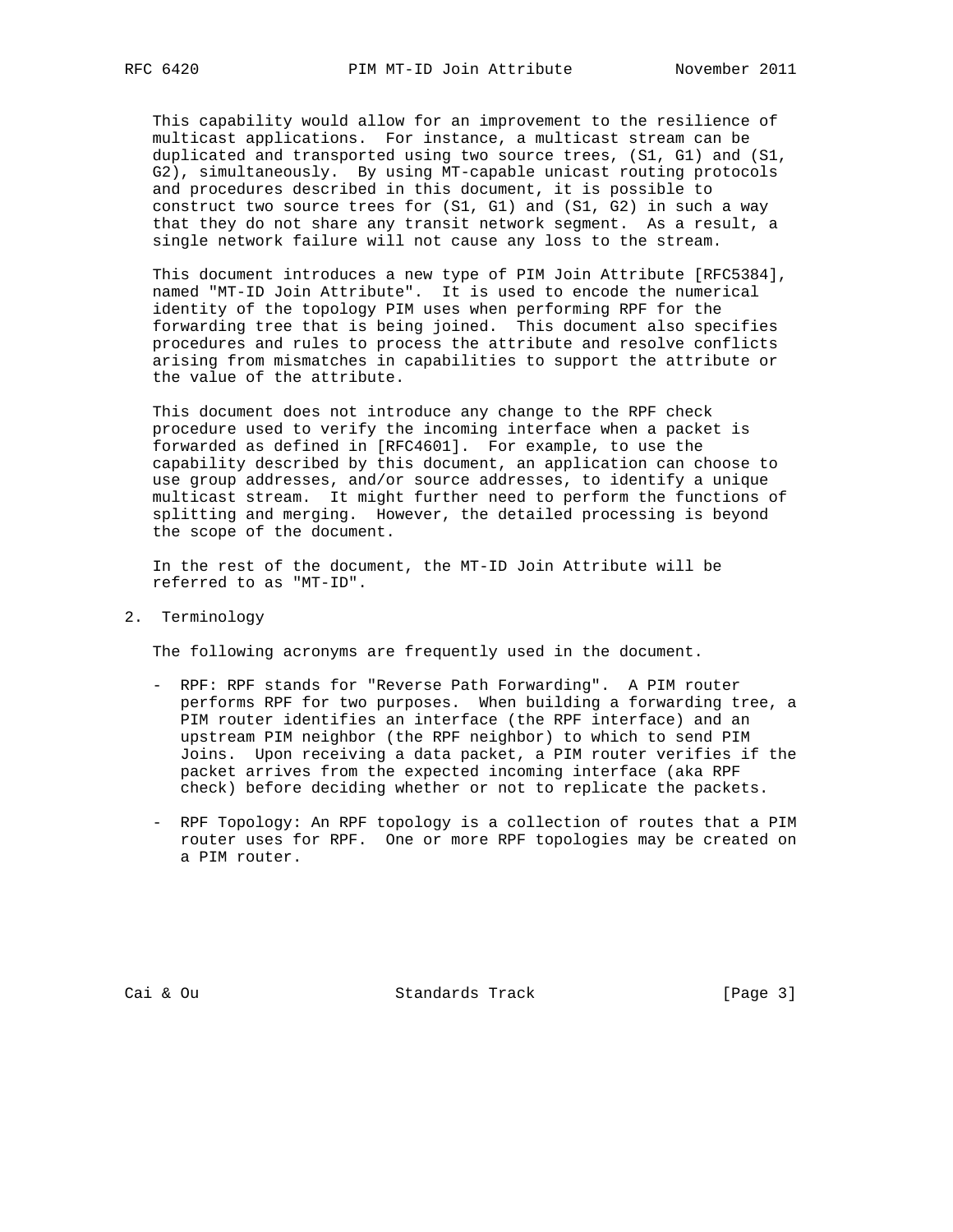This capability would allow for an improvement to the resilience of multicast applications. For instance, a multicast stream can be duplicated and transported using two source trees, (S1, G1) and (S1, G2), simultaneously. By using MT-capable unicast routing protocols and procedures described in this document, it is possible to construct two source trees for (S1, G1) and (S1, G2) in such a way that they do not share any transit network segment. As a result, a single network failure will not cause any loss to the stream.

This document introduces a new type of PIM Join Attribute [RFC5384], named "MT-ID Join Attribute". It is used to encode the numerical identity of the topology PIM uses when performing RPF for the forwarding tree that is being joined. This document also specifies procedures and rules to process the attribute and resolve conflicts arising from mismatches in capabilities to support the attribute or the value of the attribute.

This document does not introduce any change to the RPF check procedure used to verify the incoming interface when a packet is forwarded as defined in [RFC4601]. For example, to use the capability described by this document, an application can choose to use group addresses, and/or source addresses, to identify a unique multicast stream. It might further need to perform the functions of splitting and merging. However, the detailed processing is beyond the scope of the document.

In the rest of the document, the MT-ID Join Attribute will be referred to as "MT-ID".

## 2. Terminology

The following acronyms are frequently used in the document.

- RPF: RPF stands for "Reverse Path Forwarding". A PIM router performs RPF for two purposes. When building a forwarding tree, a PIM router identifies an interface (the RPF interface) and an upstream PIM neighbor (the RPF neighbor) to which to send PIM Joins. Upon receiving a data packet, a PIM router verifies if the packet arrives from the expected incoming interface (aka RPF check) before deciding whether or not to replicate the packets.

- RPF Topology: An RPF topology is a collection of routes that a PIM router uses for RPF. One or more RPF topologies may be created on a PIM router.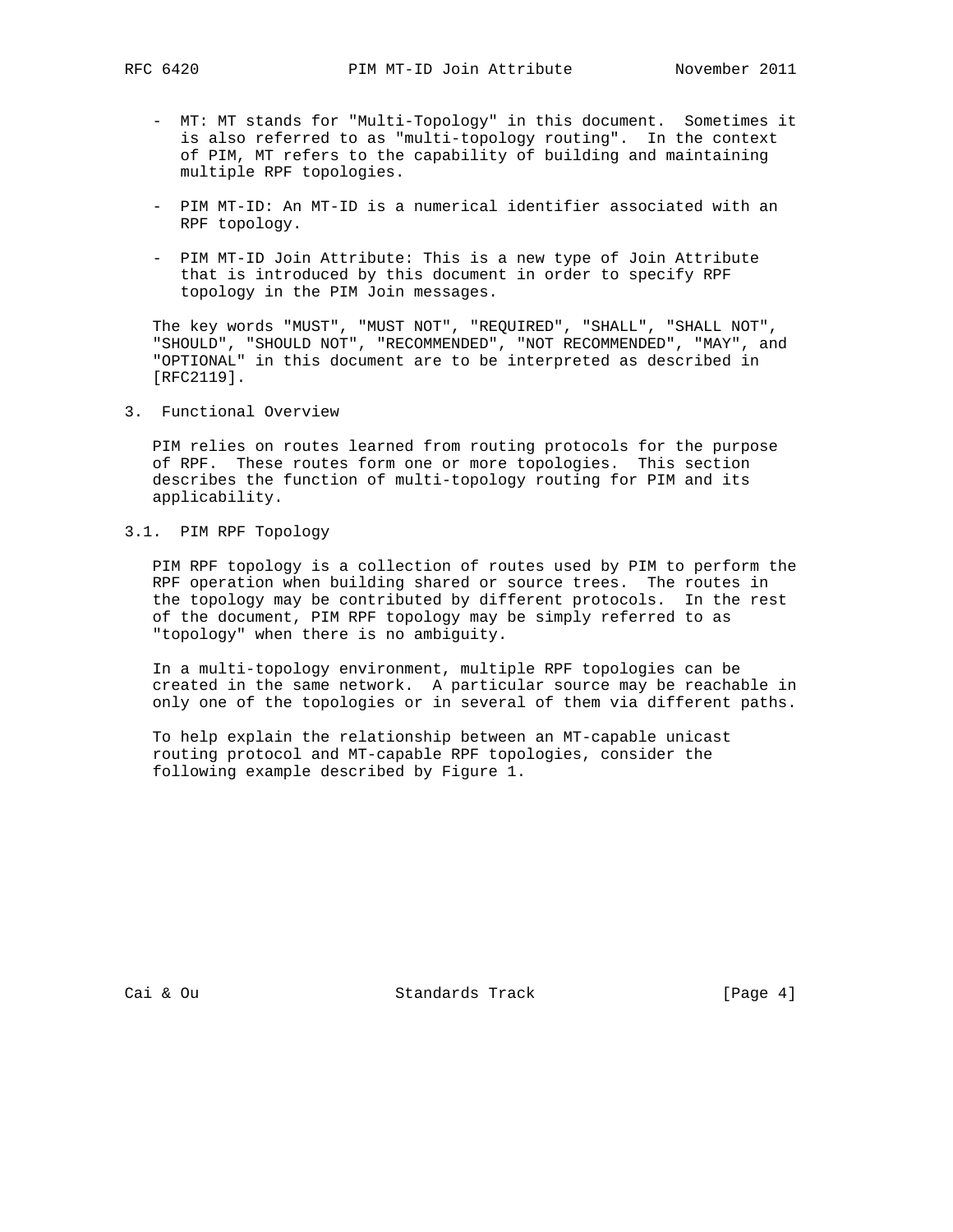- MT: MT stands for "Multi-Topology" in this document. Sometimes it is also referred to as "multi-topology routing". In the context of PIM, MT refers to the capability of building and maintaining multiple RPF topologies.

- PIM MT-ID: An MT-ID is a numerical identifier associated with an RPF topology.

- PIM MT-ID Join Attribute: This is a new type of Join Attribute that is introduced by this document in order to specify RPF topology in the PIM Join messages.

The key words "MUST", "MUST NOT", "REQUIRED", "SHALL", "SHALL NOT", "SHOULD", "SHOULD NOT", "RECOMMENDED", "NOT RECOMMENDED", "MAY", and "OPTIONAL" in this document are to be interpreted as described in [RFC2119].

# 3. Functional Overview

PIM relies on routes learned from routing protocols for the purpose of RPF. These routes form one or more topologies. This section describes the function of multi-topology routing for PIM and its applicability.

## 3.1. PIM RPF Topology

PIM RPF topology is a collection of routes used by PIM to perform the RPF operation when building shared or source trees. The routes in the topology may be contributed by different protocols. In the rest of the document, PIM RPF topology may be simply referred to as "topology" when there is no ambiguity.

In a multi-topology environment, multiple RPF topologies can be created in the same network. A particular source may be reachable in only one of the topologies or in several of them via different paths.

To help explain the relationship between an MT-capable unicast routing protocol and MT-capable RPF topologies, consider the following example described by Figure 1.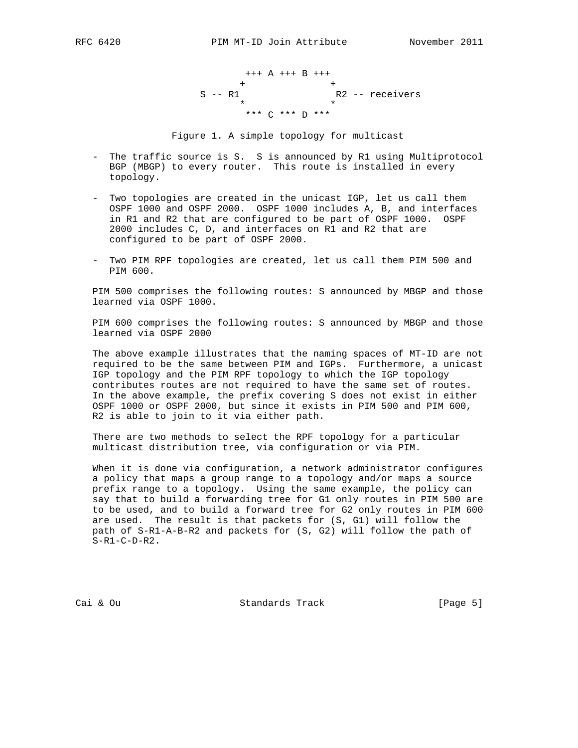```
                 +++ A +++ B +++
                +               +
          S -- R1                R2 -- receivers
                *               *
                 *** C *** D ***
```

Figure 1. A simple topology for multicast

- The traffic source is S. S is announced by R1 using Multiprotocol BGP (MBGP) to every router. This route is installed in every topology.

- Two topologies are created in the unicast IGP, let us call them OSPF 1000 and OSPF 2000. OSPF 1000 includes A, B, and interfaces in R1 and R2 that are configured to be part of OSPF 1000. OSPF 2000 includes C, D, and interfaces on R1 and R2 that are configured to be part of OSPF 2000.

- Two PIM RPF topologies are created, let us call them PIM 500 and PIM 600.

PIM 500 comprises the following routes: S announced by MBGP and those learned via OSPF 1000.

PIM 600 comprises the following routes: S announced by MBGP and those learned via OSPF 2000

The above example illustrates that the naming spaces of MT-ID are not required to be the same between PIM and IGPs. Furthermore, a unicast IGP topology and the PIM RPF topology to which the IGP topology contributes routes are not required to have the same set of routes. In the above example, the prefix covering S does not exist in either OSPF 1000 or OSPF 2000, but since it exists in PIM 500 and PIM 600, R2 is able to join to it via either path.

There are two methods to select the RPF topology for a particular multicast distribution tree, via configuration or via PIM.

When it is done via configuration, a network administrator configures a policy that maps a group range to a topology and/or maps a source prefix range to a topology. Using the same example, the policy can say that to build a forwarding tree for G1 only routes in PIM 500 are to be used, and to build a forward tree for G2 only routes in PIM 600 are used. The result is that packets for (S, G1) will follow the path of S-R1-A-B-R2 and packets for (S, G2) will follow the path of S-R1-C-D-R2.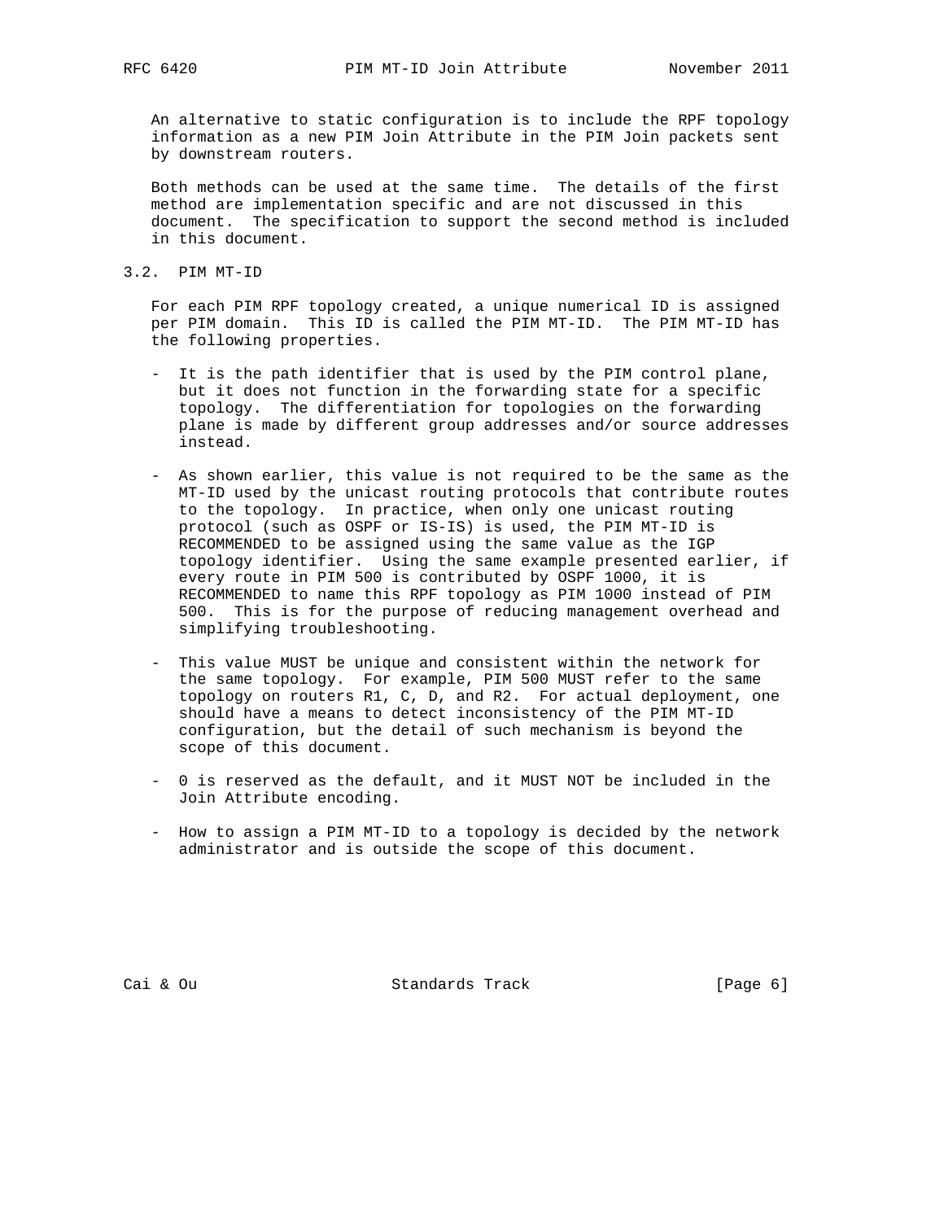An alternative to static configuration is to include the RPF topology information as a new PIM Join Attribute in the PIM Join packets sent by downstream routers.

Both methods can be used at the same time. The details of the first method are implementation specific and are not discussed in this document. The specification to support the second method is included in this document.

### 3.2. PIM MT-ID

For each PIM RPF topology created, a unique numerical ID is assigned per PIM domain. This ID is called the PIM MT-ID. The PIM MT-ID has the following properties.

- It is the path identifier that is used by the PIM control plane, but it does not function in the forwarding state for a specific topology. The differentiation for topologies on the forwarding plane is made by different group addresses and/or source addresses instead.

- As shown earlier, this value is not required to be the same as the MT-ID used by the unicast routing protocols that contribute routes to the topology. In practice, when only one unicast routing protocol (such as OSPF or IS-IS) is used, the PIM MT-ID is RECOMMENDED to be assigned using the same value as the IGP topology identifier. Using the same example presented earlier, if every route in PIM 500 is contributed by OSPF 1000, it is RECOMMENDED to name this RPF topology as PIM 1000 instead of PIM 500. This is for the purpose of reducing management overhead and simplifying troubleshooting.

- This value MUST be unique and consistent within the network for the same topology. For example, PIM 500 MUST refer to the same topology on routers R1, C, D, and R2. For actual deployment, one should have a means to detect inconsistency of the PIM MT-ID configuration, but the detail of such mechanism is beyond the scope of this document.

- 0 is reserved as the default, and it MUST NOT be included in the Join Attribute encoding.

- How to assign a PIM MT-ID to a topology is decided by the network administrator and is outside the scope of this document.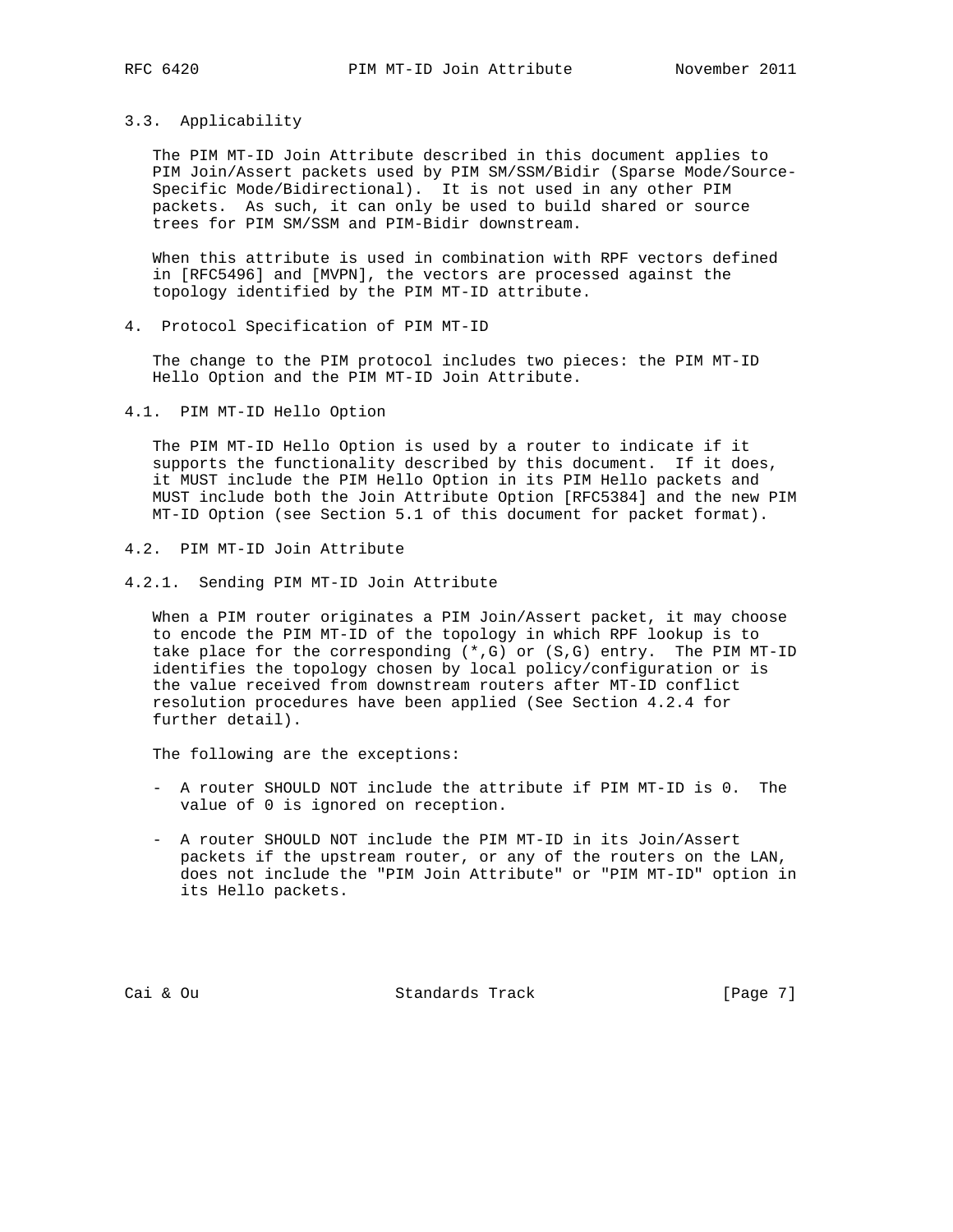### 3.3. Applicability

The PIM MT-ID Join Attribute described in this document applies to PIM Join/Assert packets used by PIM SM/SSM/Bidir (Sparse Mode/Source-Specific Mode/Bidirectional). It is not used in any other PIM packets. As such, it can only be used to build shared or source trees for PIM SM/SSM and PIM-Bidir downstream.

When this attribute is used in combination with RPF vectors defined in [RFC5496] and [MVPN], the vectors are processed against the topology identified by the PIM MT-ID attribute.

## 4. Protocol Specification of PIM MT-ID

The change to the PIM protocol includes two pieces: the PIM MT-ID Hello Option and the PIM MT-ID Join Attribute.

### 4.1. PIM MT-ID Hello Option

The PIM MT-ID Hello Option is used by a router to indicate if it supports the functionality described by this document. If it does, it MUST include the PIM Hello Option in its PIM Hello packets and MUST include both the Join Attribute Option [RFC5384] and the new PIM MT-ID Option (see Section 5.1 of this document for packet format).

### 4.2. PIM MT-ID Join Attribute

#### 4.2.1. Sending PIM MT-ID Join Attribute

When a PIM router originates a PIM Join/Assert packet, it may choose to encode the PIM MT-ID of the topology in which RPF lookup is to take place for the corresponding (*,G) or (S,G) entry. The PIM MT-ID identifies the topology chosen by local policy/configuration or is the value received from downstream routers after MT-ID conflict resolution procedures have been applied (See Section 4.2.4 for further detail).

The following are the exceptions:

- A router SHOULD NOT include the attribute if PIM MT-ID is 0. The value of 0 is ignored on reception.

- A router SHOULD NOT include the PIM MT-ID in its Join/Assert packets if the upstream router, or any of the routers on the LAN, does not include the "PIM Join Attribute" or "PIM MT-ID" option in its Hello packets.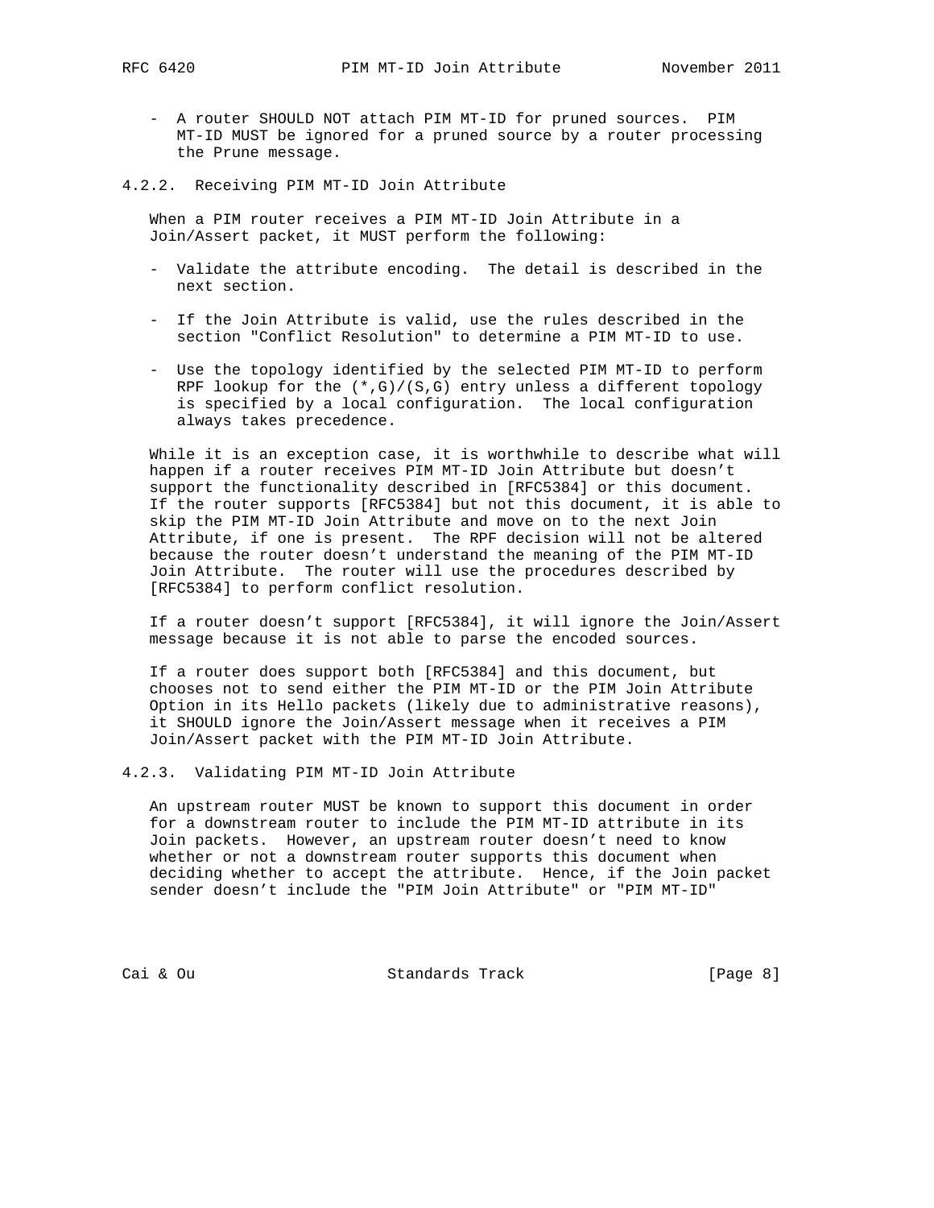- A router SHOULD NOT attach PIM MT-ID for pruned sources. PIM MT-ID MUST be ignored for a pruned source by a router processing the Prune message.

#### 4.2.2. Receiving PIM MT-ID Join Attribute

When a PIM router receives a PIM MT-ID Join Attribute in a Join/Assert packet, it MUST perform the following:

- Validate the attribute encoding. The detail is described in the next section.

- If the Join Attribute is valid, use the rules described in the section "Conflict Resolution" to determine a PIM MT-ID to use.

- Use the topology identified by the selected PIM MT-ID to perform RPF lookup for the (*,G)/(S,G) entry unless a different topology is specified by a local configuration. The local configuration always takes precedence.

While it is an exception case, it is worthwhile to describe what will happen if a router receives PIM MT-ID Join Attribute but doesn't support the functionality described in [RFC5384] or this document. If the router supports [RFC5384] but not this document, it is able to skip the PIM MT-ID Join Attribute and move on to the next Join Attribute, if one is present. The RPF decision will not be altered because the router doesn't understand the meaning of the PIM MT-ID Join Attribute. The router will use the procedures described by [RFC5384] to perform conflict resolution.

If a router doesn't support [RFC5384], it will ignore the Join/Assert message because it is not able to parse the encoded sources.

If a router does support both [RFC5384] and this document, but chooses not to send either the PIM MT-ID or the PIM Join Attribute Option in its Hello packets (likely due to administrative reasons), it SHOULD ignore the Join/Assert message when it receives a PIM Join/Assert packet with the PIM MT-ID Join Attribute.

#### 4.2.3. Validating PIM MT-ID Join Attribute

An upstream router MUST be known to support this document in order for a downstream router to include the PIM MT-ID attribute in its Join packets. However, an upstream router doesn't need to know whether or not a downstream router supports this document when deciding whether to accept the attribute. Hence, if the Join packet sender doesn't include the "PIM Join Attribute" or "PIM MT-ID"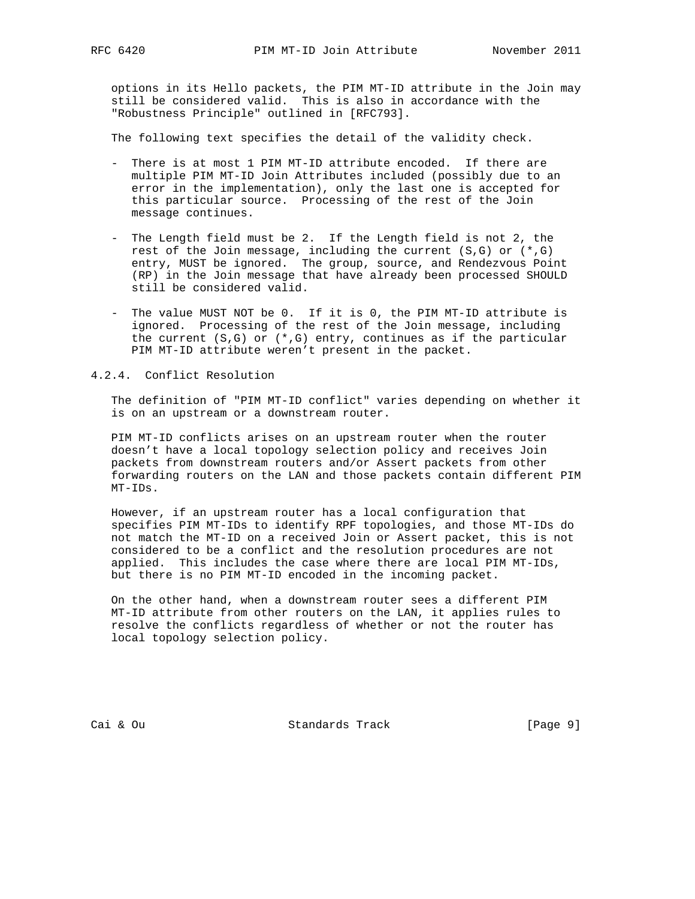options in its Hello packets, the PIM MT-ID attribute in the Join may still be considered valid. This is also in accordance with the "Robustness Principle" outlined in [RFC793].

The following text specifies the detail of the validity check.

- There is at most 1 PIM MT-ID attribute encoded. If there are multiple PIM MT-ID Join Attributes included (possibly due to an error in the implementation), only the last one is accepted for this particular source. Processing of the rest of the Join message continues.

- The Length field must be 2. If the Length field is not 2, the rest of the Join message, including the current (S,G) or (*,G) entry, MUST be ignored. The group, source, and Rendezvous Point (RP) in the Join message that have already been processed SHOULD still be considered valid.

- The value MUST NOT be 0. If it is 0, the PIM MT-ID attribute is ignored. Processing of the rest of the Join message, including the current (S,G) or (*,G) entry, continues as if the particular PIM MT-ID attribute weren't present in the packet.

#### 4.2.4. Conflict Resolution

The definition of "PIM MT-ID conflict" varies depending on whether it is on an upstream or a downstream router.

PIM MT-ID conflicts arises on an upstream router when the router doesn't have a local topology selection policy and receives Join packets from downstream routers and/or Assert packets from other forwarding routers on the LAN and those packets contain different PIM MT-IDs.

However, if an upstream router has a local configuration that specifies PIM MT-IDs to identify RPF topologies, and those MT-IDs do not match the MT-ID on a received Join or Assert packet, this is not considered to be a conflict and the resolution procedures are not applied. This includes the case where there are local PIM MT-IDs, but there is no PIM MT-ID encoded in the incoming packet.

On the other hand, when a downstream router sees a different PIM MT-ID attribute from other routers on the LAN, it applies rules to resolve the conflicts regardless of whether or not the router has local topology selection policy.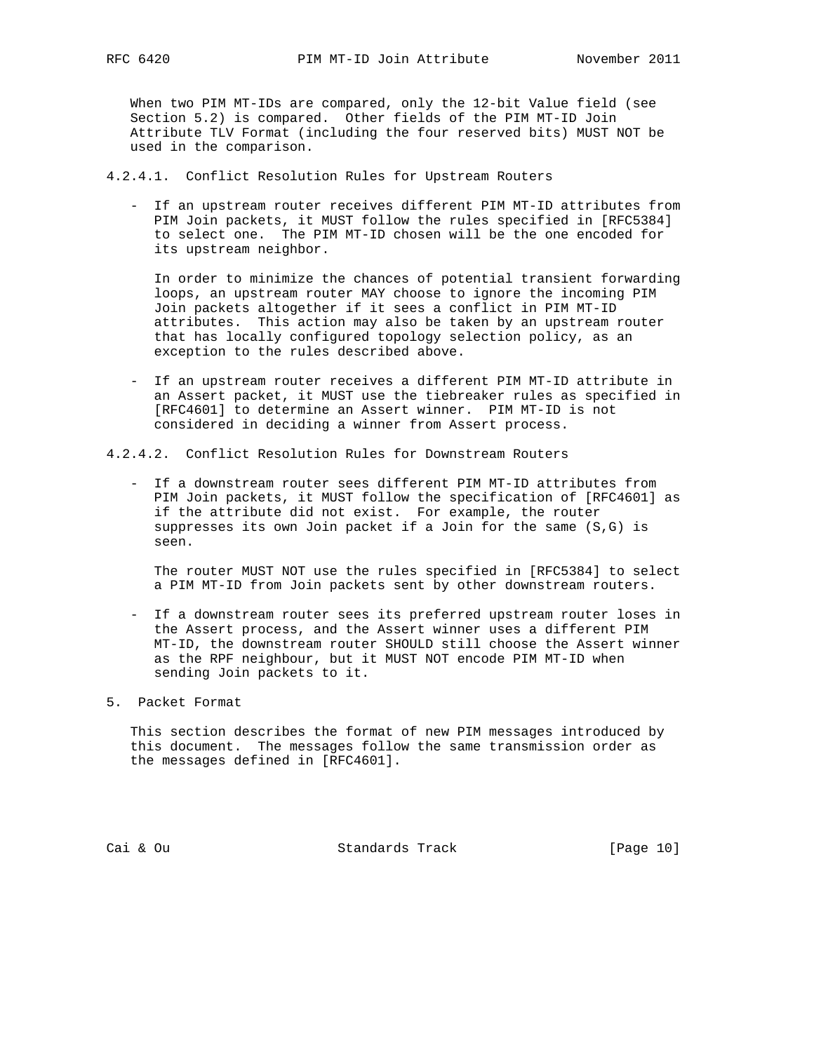When two PIM MT-IDs are compared, only the 12-bit Value field (see Section 5.2) is compared. Other fields of the PIM MT-ID Join Attribute TLV Format (including the four reserved bits) MUST NOT be used in the comparison.

#### 4.2.4.1. Conflict Resolution Rules for Upstream Routers

- If an upstream router receives different PIM MT-ID attributes from PIM Join packets, it MUST follow the rules specified in [RFC5384] to select one. The PIM MT-ID chosen will be the one encoded for its upstream neighbor.

  In order to minimize the chances of potential transient forwarding loops, an upstream router MAY choose to ignore the incoming PIM Join packets altogether if it sees a conflict in PIM MT-ID attributes. This action may also be taken by an upstream router that has locally configured topology selection policy, as an exception to the rules described above.

- If an upstream router receives a different PIM MT-ID attribute in an Assert packet, it MUST use the tiebreaker rules as specified in [RFC4601] to determine an Assert winner. PIM MT-ID is not considered in deciding a winner from Assert process.

#### 4.2.4.2. Conflict Resolution Rules for Downstream Routers

- If a downstream router sees different PIM MT-ID attributes from PIM Join packets, it MUST follow the specification of [RFC4601] as if the attribute did not exist. For example, the router suppresses its own Join packet if a Join for the same (S,G) is seen.

  The router MUST NOT use the rules specified in [RFC5384] to select a PIM MT-ID from Join packets sent by other downstream routers.

- If a downstream router sees its preferred upstream router loses in the Assert process, and the Assert winner uses a different PIM MT-ID, the downstream router SHOULD still choose the Assert winner as the RPF neighbour, but it MUST NOT encode PIM MT-ID when sending Join packets to it.

## 5. Packet Format

This section describes the format of new PIM messages introduced by this document. The messages follow the same transmission order as the messages defined in [RFC4601].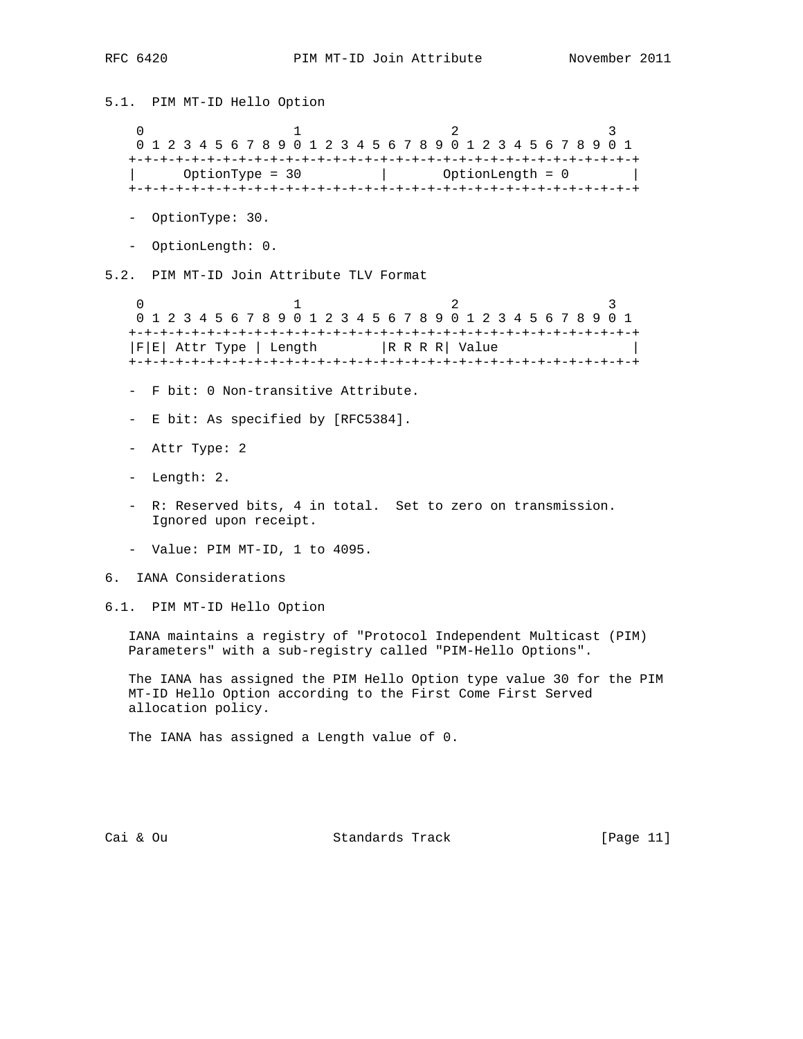### 5.1. PIM MT-ID Hello Option

```
 0                   1                   2                   3
 0 1 2 3 4 5 6 7 8 9 0 1 2 3 4 5 6 7 8 9 0 1 2 3 4 5 6 7 8 9 0 1
+-+-+-+-+-+-+-+-+-+-+-+-+-+-+-+-+-+-+-+-+-+-+-+-+-+-+-+-+-+-+-+-+
|      OptionType = 30          |       OptionLength = 0        |
+-+-+-+-+-+-+-+-+-+-+-+-+-+-+-+-+-+-+-+-+-+-+-+-+-+-+-+-+-+-+-+-+
```

- OptionType: 30.
- OptionLength: 0.

### 5.2. PIM MT-ID Join Attribute TLV Format

```
 0                   1                   2                   3
 0 1 2 3 4 5 6 7 8 9 0 1 2 3 4 5 6 7 8 9 0 1 2 3 4 5 6 7 8 9 0 1
+-+-+-+-+-+-+-+-+-+-+-+-+-+-+-+-+-+-+-+-+-+-+-+-+-+-+-+-+-+-+-+-+
|F|E| Attr Type | Length        |R R R R| Value                 |
+-+-+-+-+-+-+-+-+-+-+-+-+-+-+-+-+-+-+-+-+-+-+-+-+-+-+-+-+-+-+-+-+
```

- F bit: 0 Non-transitive Attribute.
- E bit: As specified by [RFC5384].
- Attr Type: 2
- Length: 2.
- R: Reserved bits, 4 in total. Set to zero on transmission. Ignored upon receipt.
- Value: PIM MT-ID, 1 to 4095.

## 6. IANA Considerations

### 6.1. PIM MT-ID Hello Option

IANA maintains a registry of "Protocol Independent Multicast (PIM) Parameters" with a sub-registry called "PIM-Hello Options".

The IANA has assigned the PIM Hello Option type value 30 for the PIM MT-ID Hello Option according to the First Come First Served allocation policy.

The IANA has assigned a Length value of 0.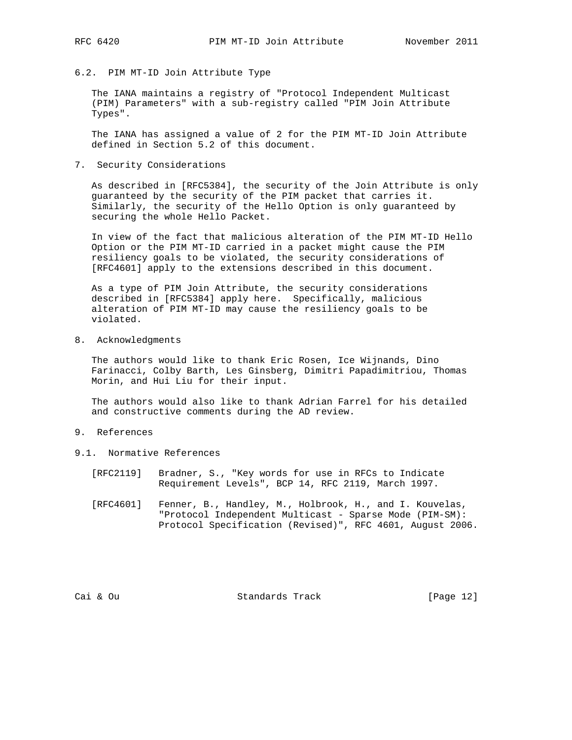### 6.2. PIM MT-ID Join Attribute Type

The IANA maintains a registry of "Protocol Independent Multicast (PIM) Parameters" with a sub-registry called "PIM Join Attribute Types".

The IANA has assigned a value of 2 for the PIM MT-ID Join Attribute defined in Section 5.2 of this document.

## 7. Security Considerations

As described in [RFC5384], the security of the Join Attribute is only guaranteed by the security of the PIM packet that carries it. Similarly, the security of the Hello Option is only guaranteed by securing the whole Hello Packet.

In view of the fact that malicious alteration of the PIM MT-ID Hello Option or the PIM MT-ID carried in a packet might cause the PIM resiliency goals to be violated, the security considerations of [RFC4601] apply to the extensions described in this document.

As a type of PIM Join Attribute, the security considerations described in [RFC5384] apply here. Specifically, malicious alteration of PIM MT-ID may cause the resiliency goals to be violated.

## 8. Acknowledgments

The authors would like to thank Eric Rosen, Ice Wijnands, Dino Farinacci, Colby Barth, Les Ginsberg, Dimitri Papadimitriou, Thomas Morin, and Hui Liu for their input.

The authors would also like to thank Adrian Farrel for his detailed and constructive comments during the AD review.

## 9. References

### 9.1. Normative References

[RFC2119] Bradner, S., "Key words for use in RFCs to Indicate Requirement Levels", BCP 14, RFC 2119, March 1997.

[RFC4601] Fenner, B., Handley, M., Holbrook, H., and I. Kouvelas, "Protocol Independent Multicast - Sparse Mode (PIM-SM): Protocol Specification (Revised)", RFC 4601, August 2006.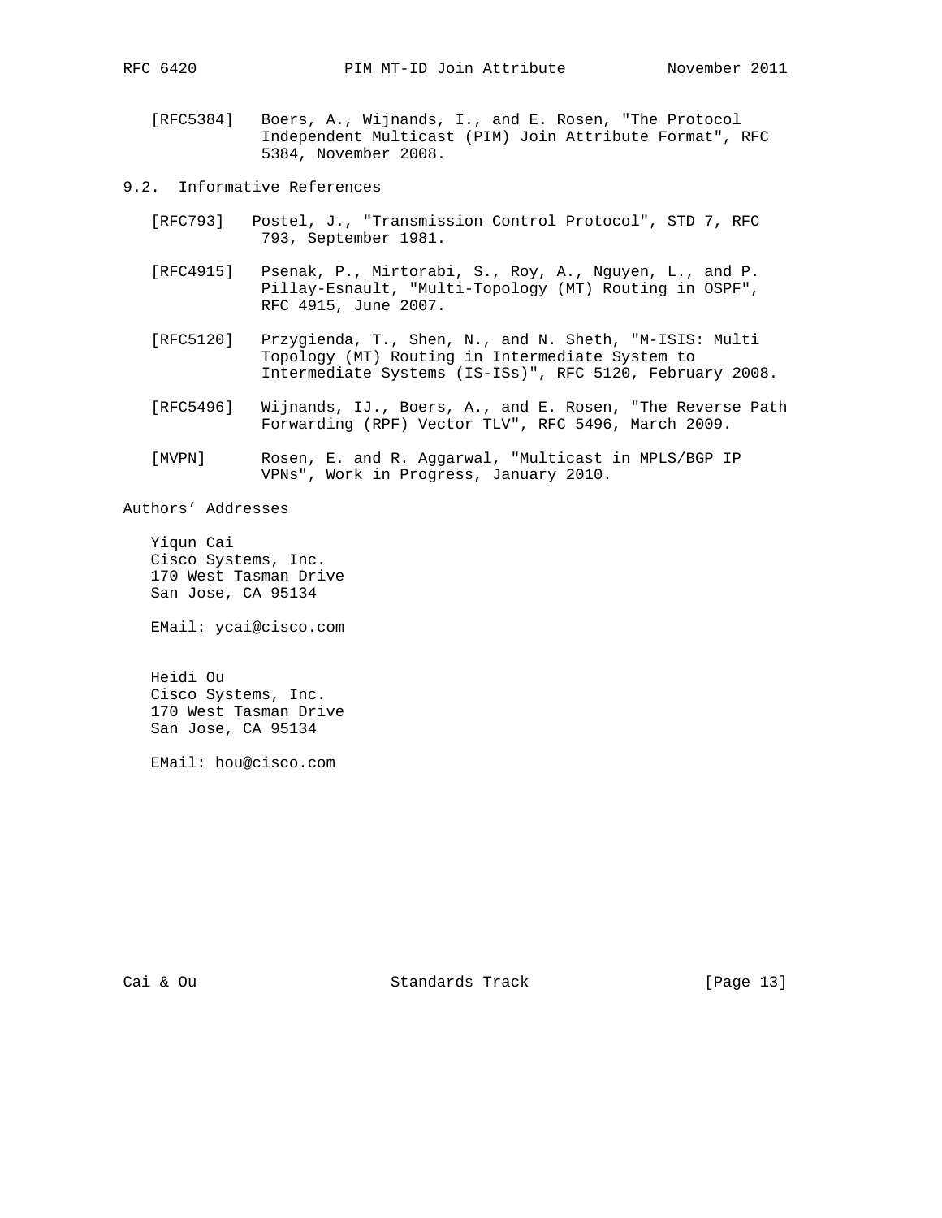[RFC5384] Boers, A., Wijnands, I., and E. Rosen, "The Protocol Independent Multicast (PIM) Join Attribute Format", RFC 5384, November 2008.

### 9.2. Informative References

[RFC793] Postel, J., "Transmission Control Protocol", STD 7, RFC 793, September 1981.

[RFC4915] Psenak, P., Mirtorabi, S., Roy, A., Nguyen, L., and P. Pillay-Esnault, "Multi-Topology (MT) Routing in OSPF", RFC 4915, June 2007.

[RFC5120] Przygienda, T., Shen, N., and N. Sheth, "M-ISIS: Multi Topology (MT) Routing in Intermediate System to Intermediate Systems (IS-ISs)", RFC 5120, February 2008.

[RFC5496] Wijnands, IJ., Boers, A., and E. Rosen, "The Reverse Path Forwarding (RPF) Vector TLV", RFC 5496, March 2009.

[MVPN] Rosen, E. and R. Aggarwal, "Multicast in MPLS/BGP IP VPNs", Work in Progress, January 2010.

## Authors' Addresses

Yiqun Cai
Cisco Systems, Inc.
170 West Tasman Drive
San Jose, CA 95134

EMail: ycai@cisco.com

Heidi Ou
Cisco Systems, Inc.
170 West Tasman Drive
San Jose, CA 95134

EMail: hou@cisco.com